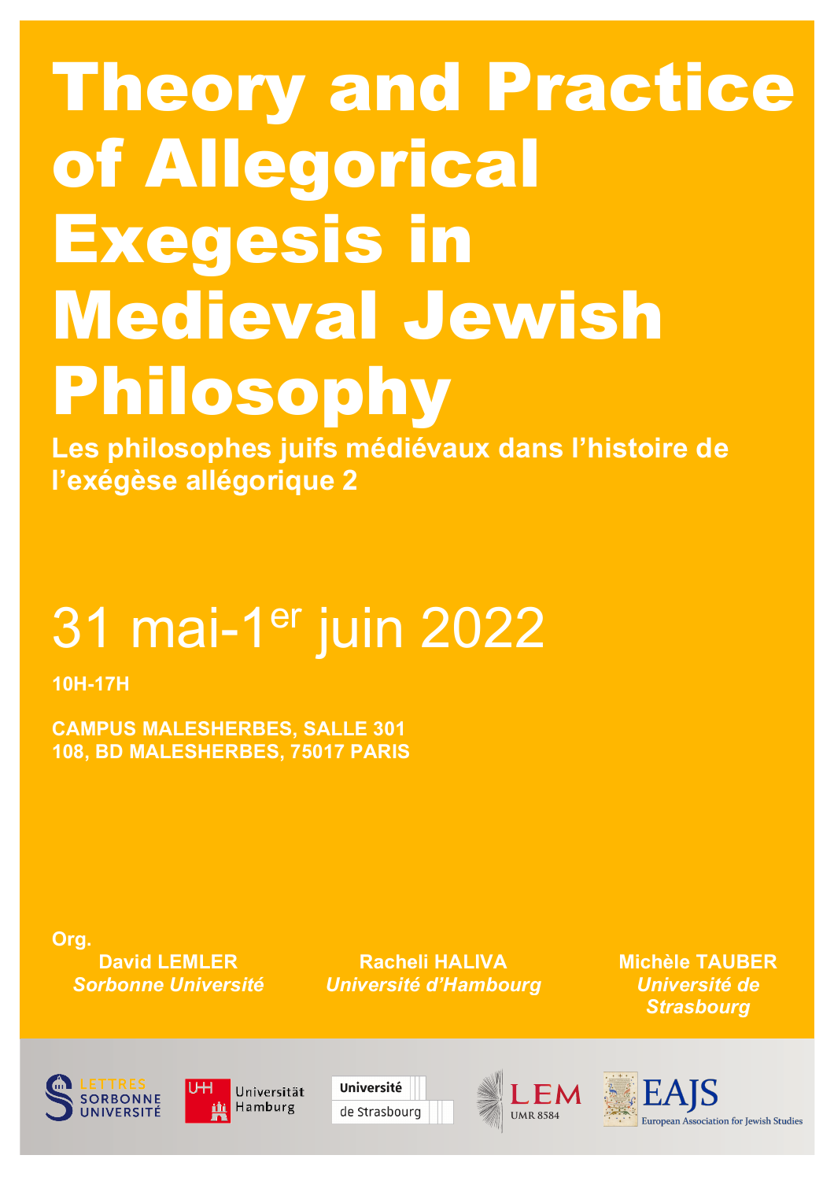# Theory and Practice of Allegorical Exegesis in Medieval Jewish Philosophy

**Les philosophes juifs médiévaux dans l'histoire de l'exégèse allégorique 2**

## 31 mai-1er juin 2022

**10H-17H**

**CAMPUS MALESHERBES, SALLE 301**
**108, BD MALESHERBES, 75017 PARIS**

**Org.**

**David LEMLER**
***Sorbonne Université***

**Racheli HALIVA**
***Université d'Hambourg***

**Michèle TAUBER**
***Université de Strasbourg***

LETTRES SORBONNE UNIVERSITÉ — Universität Hamburg — Université de Strasbourg — LEM UMR 8584 — EAJS European Association for Jewish Studies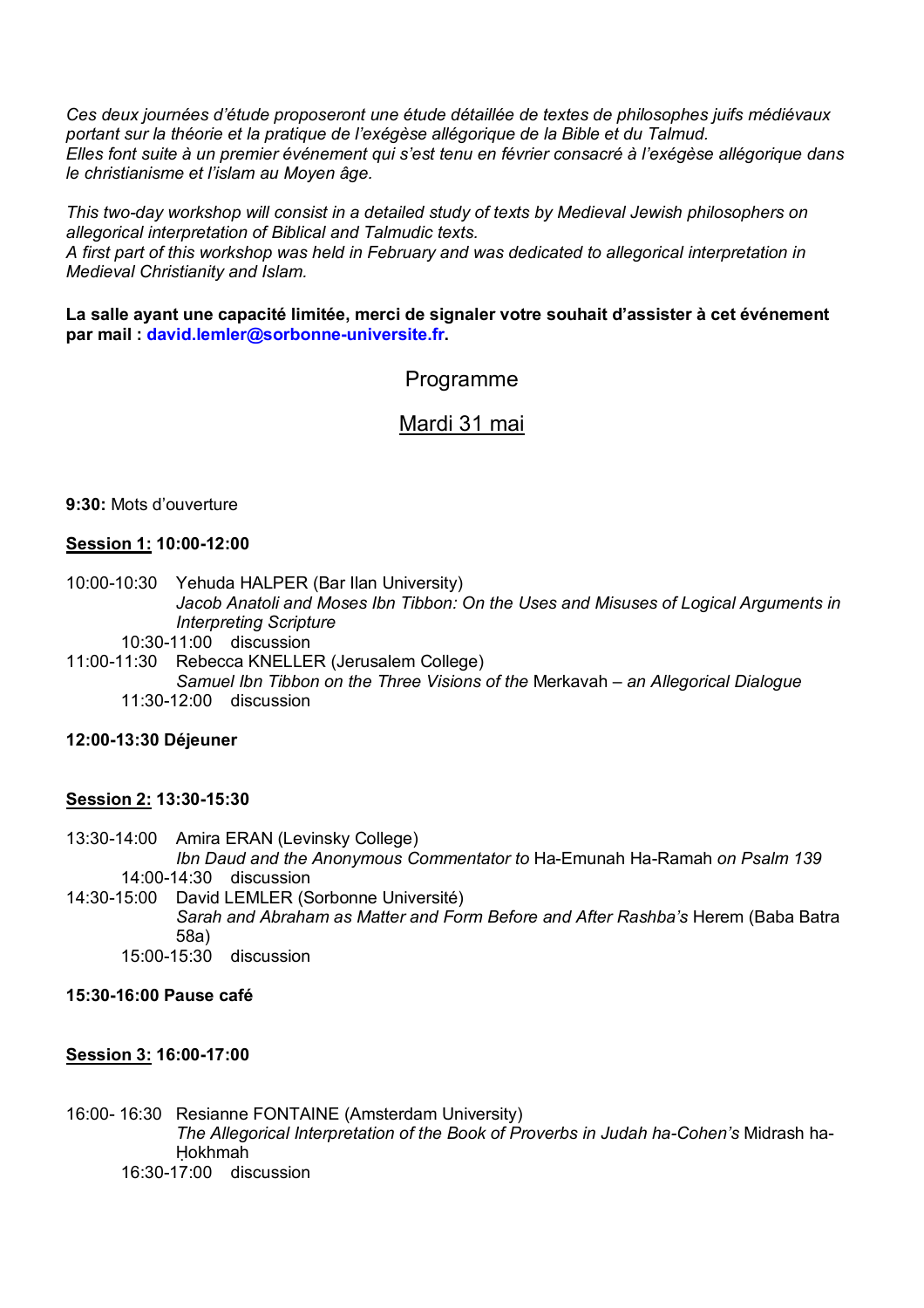*Ces deux journées d'étude proposeront une étude détaillée de textes de philosophes juifs médiévaux portant sur la théorie et la pratique de l'exégèse allégorique de la Bible et du Talmud.*
*Elles font suite à un premier événement qui s'est tenu en février consacré à l'exégèse allégorique dans le christianisme et l'islam au Moyen âge.*

*This two-day workshop will consist in a detailed study of texts by Medieval Jewish philosophers on allegorical interpretation of Biblical and Talmudic texts.*
*A first part of this workshop was held in February and was dedicated to allegorical interpretation in Medieval Christianity and Islam.*

**La salle ayant une capacité limitée, merci de signaler votre souhait d'assister à cet événement par mail : david.lemler@sorbonne-universite.fr.**

## Programme

## Mardi 31 mai

**9:30:** Mots d'ouverture

**Session 1: 10:00-12:00**

10:00-10:30 Yehuda HALPER (Bar Ilan University)
*Jacob Anatoli and Moses Ibn Tibbon: On the Uses and Misuses of Logical Arguments in Interpreting Scripture*
10:30-11:00 discussion

11:00-11:30 Rebecca KNELLER (Jerusalem College)
*Samuel Ibn Tibbon on the Three Visions of the* Merkavah *– an Allegorical Dialogue*
11:30-12:00 discussion

**12:00-13:30 Déjeuner**

**Session 2: 13:30-15:30**

13:30-14:00 Amira ERAN (Levinsky College)
*Ibn Daud and the Anonymous Commentator to* Ha-Emunah Ha-Ramah *on Psalm 139*
14:00-14:30 discussion

14:30-15:00 David LEMLER (Sorbonne Université)
*Sarah and Abraham as Matter and Form Before and After Rashba's* Herem (Baba Batra 58a)
15:00-15:30 discussion

**15:30-16:00 Pause café**

**Session 3: 16:00-17:00**

16:00- 16:30 Resianne FONTAINE (Amsterdam University)
*The Allegorical Interpretation of the Book of Proverbs in Judah ha-Cohen's* Midrash ha-Ḥokhmah
16:30-17:00 discussion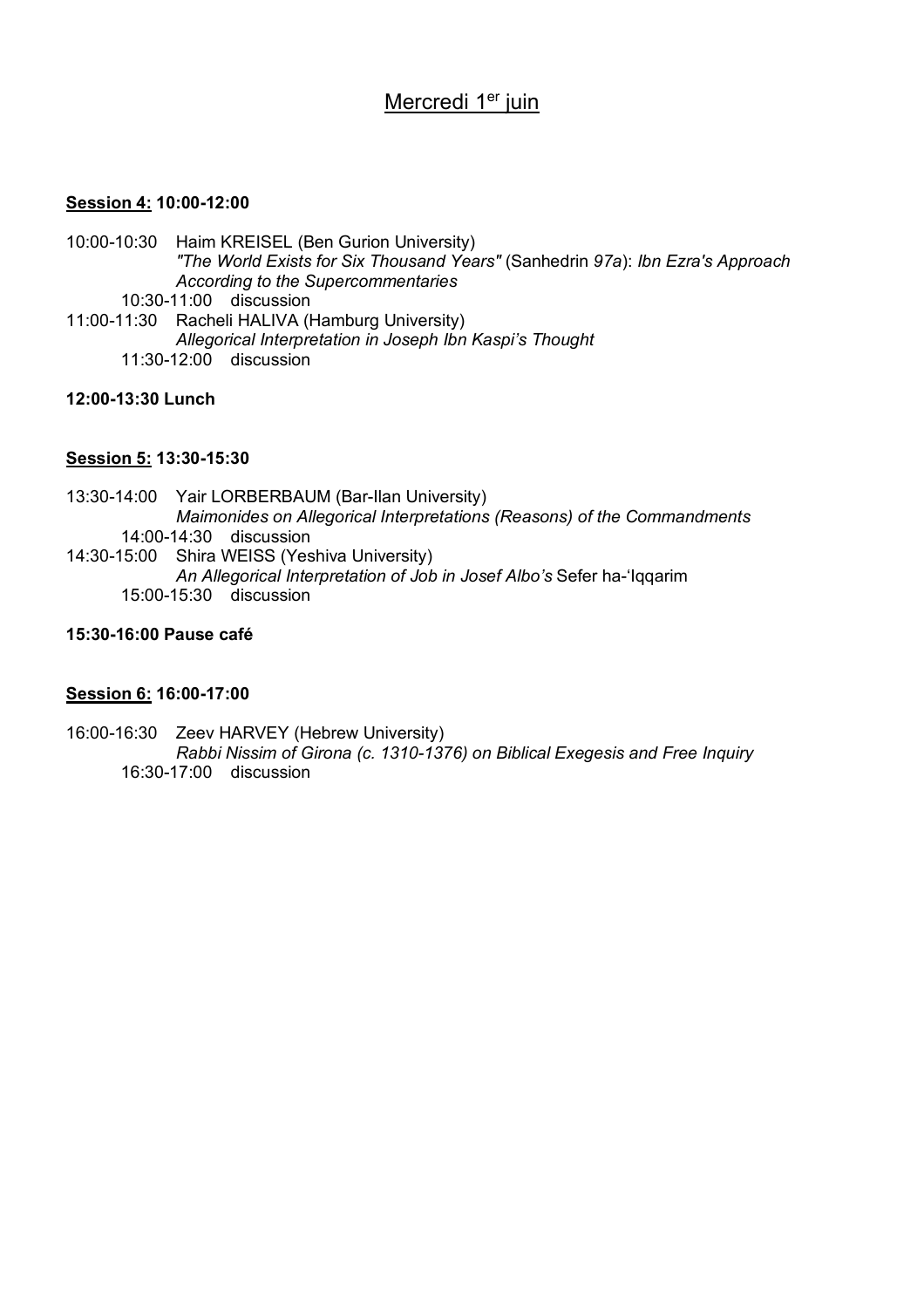## Mercredi 1er juin

**Session 4: 10:00-12:00**

10:00-10:30 Haim KREISEL (Ben Gurion University)
*"The World Exists for Six Thousand Years"* (Sanhedrin *97a*): *Ibn Ezra's Approach According to the Supercommentaries*
10:30-11:00 discussion
11:00-11:30 Racheli HALIVA (Hamburg University)
*Allegorical Interpretation in Joseph Ibn Kaspi's Thought*
11:30-12:00 discussion

**12:00-13:30 Lunch**

**Session 5: 13:30-15:30**

13:30-14:00 Yair LORBERBAUM (Bar-Ilan University)
*Maimonides on Allegorical Interpretations (Reasons) of the Commandments*
14:00-14:30 discussion
14:30-15:00 Shira WEISS (Yeshiva University)
*An Allegorical Interpretation of Job in Josef Albo's* Sefer ha-'Iqqarim
15:00-15:30 discussion

**15:30-16:00 Pause café**

**Session 6: 16:00-17:00**

16:00-16:30 Zeev HARVEY (Hebrew University)
*Rabbi Nissim of Girona (c. 1310-1376) on Biblical Exegesis and Free Inquiry*
16:30-17:00 discussion